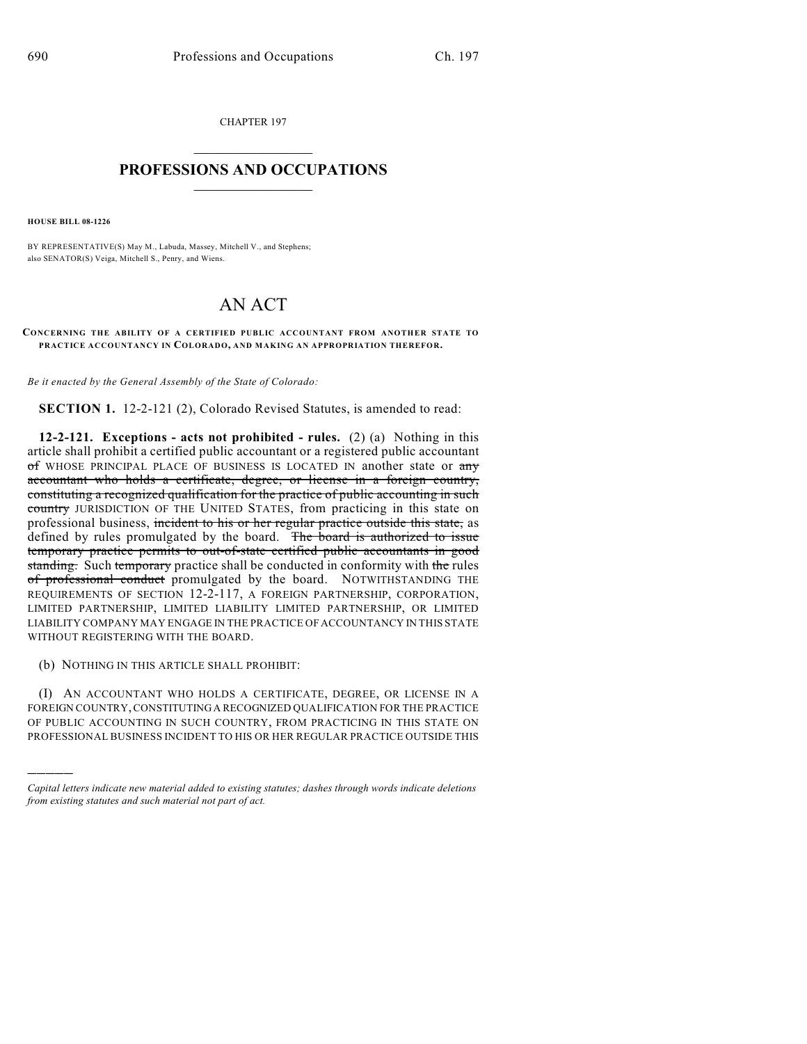CHAPTER 197

## PROFESSIONS AND OCCUPATIONS

**HOUSE BILL 08-1226**

BY REPRESENTATIVE(S) May M., Labuda, Massey, Mitchell V., and Stephens; also SENATOR(S) Veiga, Mitchell S., Penry, and Wiens.

# AN ACT

**CONCERNING THE ABILITY OF A CERTIFIED PUBLIC ACCOUNTANT FROM ANOTHER STATE TO PRACTICE ACCOUNTANCY IN COLORADO, AND MAKING AN APPROPRIATION THEREFOR.**

*Be it enacted by the General Assembly of the State of Colorado:*

**SECTION 1.** 12-2-121 (2), Colorado Revised Statutes, is amended to read:

**12-2-121. Exceptions - acts not prohibited - rules.** (2) (a) Nothing in this article shall prohibit a certified public accountant or a registered public accountant ~~of~~ WHOSE PRINCIPAL PLACE OF BUSINESS IS LOCATED IN another state or ~~any accountant who holds a certificate, degree, or license in a foreign country, constituting a recognized qualification for the practice of public accounting in such country~~ JURISDICTION OF THE UNITED STATES, from practicing in this state on professional business, ~~incident to his or her regular practice outside this state,~~ as defined by rules promulgated by the board. ~~The board is authorized to issue temporary practice permits to out-of-state certified public accountants in good standing.~~ Such ~~temporary~~ practice shall be conducted in conformity with ~~the~~ rules ~~of professional conduct~~ promulgated by the board. NOTWITHSTANDING THE REQUIREMENTS OF SECTION 12-2-117, A FOREIGN PARTNERSHIP, CORPORATION, LIMITED PARTNERSHIP, LIMITED LIABILITY LIMITED PARTNERSHIP, OR LIMITED LIABILITY COMPANY MAY ENGAGE IN THE PRACTICE OF ACCOUNTANCY IN THIS STATE WITHOUT REGISTERING WITH THE BOARD.

(b) NOTHING IN THIS ARTICLE SHALL PROHIBIT:

(I) AN ACCOUNTANT WHO HOLDS A CERTIFICATE, DEGREE, OR LICENSE IN A FOREIGN COUNTRY, CONSTITUTING A RECOGNIZED QUALIFICATION FOR THE PRACTICE OF PUBLIC ACCOUNTING IN SUCH COUNTRY, FROM PRACTICING IN THIS STATE ON PROFESSIONAL BUSINESS INCIDENT TO HIS OR HER REGULAR PRACTICE OUTSIDE THIS

---

*Capital letters indicate new material added to existing statutes; dashes through words indicate deletions from existing statutes and such material not part of act.*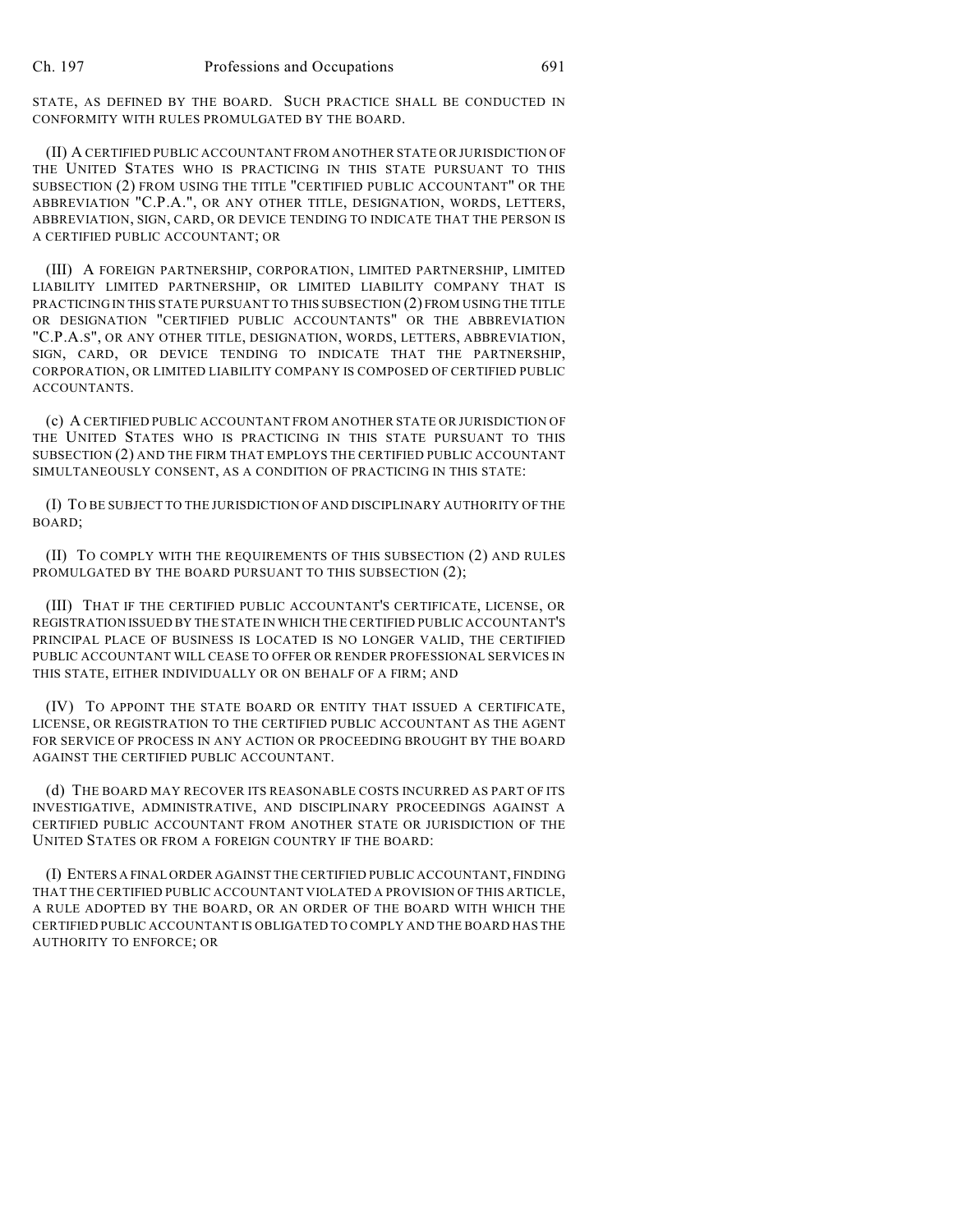STATE, AS DEFINED BY THE BOARD. SUCH PRACTICE SHALL BE CONDUCTED IN CONFORMITY WITH RULES PROMULGATED BY THE BOARD.

(II) A CERTIFIED PUBLIC ACCOUNTANT FROM ANOTHER STATE OR JURISDICTION OF THE UNITED STATES WHO IS PRACTICING IN THIS STATE PURSUANT TO THIS SUBSECTION (2) FROM USING THE TITLE "CERTIFIED PUBLIC ACCOUNTANT" OR THE ABBREVIATION "C.P.A.", OR ANY OTHER TITLE, DESIGNATION, WORDS, LETTERS, ABBREVIATION, SIGN, CARD, OR DEVICE TENDING TO INDICATE THAT THE PERSON IS A CERTIFIED PUBLIC ACCOUNTANT; OR

(III) A FOREIGN PARTNERSHIP, CORPORATION, LIMITED PARTNERSHIP, LIMITED LIABILITY LIMITED PARTNERSHIP, OR LIMITED LIABILITY COMPANY THAT IS PRACTICING IN THIS STATE PURSUANT TO THIS SUBSECTION (2) FROM USING THE TITLE OR DESIGNATION "CERTIFIED PUBLIC ACCOUNTANTS" OR THE ABBREVIATION "C.P.A.S", OR ANY OTHER TITLE, DESIGNATION, WORDS, LETTERS, ABBREVIATION, SIGN, CARD, OR DEVICE TENDING TO INDICATE THAT THE PARTNERSHIP, CORPORATION, OR LIMITED LIABILITY COMPANY IS COMPOSED OF CERTIFIED PUBLIC ACCOUNTANTS.

(c) A CERTIFIED PUBLIC ACCOUNTANT FROM ANOTHER STATE OR JURISDICTION OF THE UNITED STATES WHO IS PRACTICING IN THIS STATE PURSUANT TO THIS SUBSECTION (2) AND THE FIRM THAT EMPLOYS THE CERTIFIED PUBLIC ACCOUNTANT SIMULTANEOUSLY CONSENT, AS A CONDITION OF PRACTICING IN THIS STATE:

(I) TO BE SUBJECT TO THE JURISDICTION OF AND DISCIPLINARY AUTHORITY OF THE BOARD;

(II) TO COMPLY WITH THE REQUIREMENTS OF THIS SUBSECTION (2) AND RULES PROMULGATED BY THE BOARD PURSUANT TO THIS SUBSECTION (2);

(III) THAT IF THE CERTIFIED PUBLIC ACCOUNTANT'S CERTIFICATE, LICENSE, OR REGISTRATION ISSUED BY THE STATE IN WHICH THE CERTIFIED PUBLIC ACCOUNTANT'S PRINCIPAL PLACE OF BUSINESS IS LOCATED IS NO LONGER VALID, THE CERTIFIED PUBLIC ACCOUNTANT WILL CEASE TO OFFER OR RENDER PROFESSIONAL SERVICES IN THIS STATE, EITHER INDIVIDUALLY OR ON BEHALF OF A FIRM; AND

(IV) TO APPOINT THE STATE BOARD OR ENTITY THAT ISSUED A CERTIFICATE, LICENSE, OR REGISTRATION TO THE CERTIFIED PUBLIC ACCOUNTANT AS THE AGENT FOR SERVICE OF PROCESS IN ANY ACTION OR PROCEEDING BROUGHT BY THE BOARD AGAINST THE CERTIFIED PUBLIC ACCOUNTANT.

(d) THE BOARD MAY RECOVER ITS REASONABLE COSTS INCURRED AS PART OF ITS INVESTIGATIVE, ADMINISTRATIVE, AND DISCIPLINARY PROCEEDINGS AGAINST A CERTIFIED PUBLIC ACCOUNTANT FROM ANOTHER STATE OR JURISDICTION OF THE UNITED STATES OR FROM A FOREIGN COUNTRY IF THE BOARD:

(I) ENTERS A FINAL ORDER AGAINST THE CERTIFIED PUBLIC ACCOUNTANT, FINDING THAT THE CERTIFIED PUBLIC ACCOUNTANT VIOLATED A PROVISION OF THIS ARTICLE, A RULE ADOPTED BY THE BOARD, OR AN ORDER OF THE BOARD WITH WHICH THE CERTIFIED PUBLIC ACCOUNTANT IS OBLIGATED TO COMPLY AND THE BOARD HAS THE AUTHORITY TO ENFORCE; OR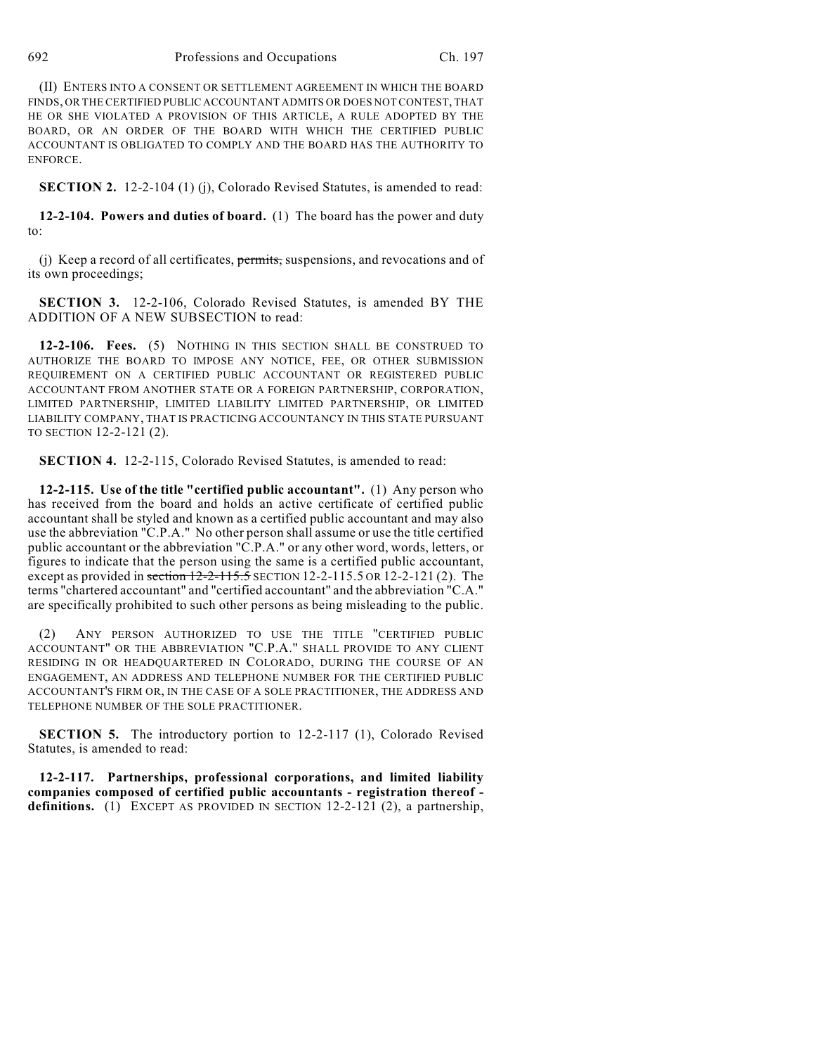(II) ENTERS INTO A CONSENT OR SETTLEMENT AGREEMENT IN WHICH THE BOARD FINDS, OR THE CERTIFIED PUBLIC ACCOUNTANT ADMITS OR DOES NOT CONTEST, THAT HE OR SHE VIOLATED A PROVISION OF THIS ARTICLE, A RULE ADOPTED BY THE BOARD, OR AN ORDER OF THE BOARD WITH WHICH THE CERTIFIED PUBLIC ACCOUNTANT IS OBLIGATED TO COMPLY AND THE BOARD HAS THE AUTHORITY TO ENFORCE.

**SECTION 2.** 12-2-104 (1) (j), Colorado Revised Statutes, is amended to read:

**12-2-104. Powers and duties of board.** (1) The board has the power and duty to:

(j) Keep a record of all certificates, ~~permits,~~ suspensions, and revocations and of its own proceedings;

**SECTION 3.** 12-2-106, Colorado Revised Statutes, is amended BY THE ADDITION OF A NEW SUBSECTION to read:

**12-2-106. Fees.** (5) NOTHING IN THIS SECTION SHALL BE CONSTRUED TO AUTHORIZE THE BOARD TO IMPOSE ANY NOTICE, FEE, OR OTHER SUBMISSION REQUIREMENT ON A CERTIFIED PUBLIC ACCOUNTANT OR REGISTERED PUBLIC ACCOUNTANT FROM ANOTHER STATE OR A FOREIGN PARTNERSHIP, CORPORATION, LIMITED PARTNERSHIP, LIMITED LIABILITY LIMITED PARTNERSHIP, OR LIMITED LIABILITY COMPANY, THAT IS PRACTICING ACCOUNTANCY IN THIS STATE PURSUANT TO SECTION 12-2-121 (2).

**SECTION 4.** 12-2-115, Colorado Revised Statutes, is amended to read:

**12-2-115. Use of the title "certified public accountant".** (1) Any person who has received from the board and holds an active certificate of certified public accountant shall be styled and known as a certified public accountant and may also use the abbreviation "C.P.A." No other person shall assume or use the title certified public accountant or the abbreviation "C.P.A." or any other word, words, letters, or figures to indicate that the person using the same is a certified public accountant, except as provided in ~~section 12-2-115.5~~ SECTION 12-2-115.5 OR 12-2-121 (2). The terms "chartered accountant" and "certified accountant" and the abbreviation "C.A." are specifically prohibited to such other persons as being misleading to the public.

(2) ANY PERSON AUTHORIZED TO USE THE TITLE "CERTIFIED PUBLIC ACCOUNTANT" OR THE ABBREVIATION "C.P.A." SHALL PROVIDE TO ANY CLIENT RESIDING IN OR HEADQUARTERED IN COLORADO, DURING THE COURSE OF AN ENGAGEMENT, AN ADDRESS AND TELEPHONE NUMBER FOR THE CERTIFIED PUBLIC ACCOUNTANT'S FIRM OR, IN THE CASE OF A SOLE PRACTITIONER, THE ADDRESS AND TELEPHONE NUMBER OF THE SOLE PRACTITIONER.

**SECTION 5.** The introductory portion to 12-2-117 (1), Colorado Revised Statutes, is amended to read:

**12-2-117. Partnerships, professional corporations, and limited liability companies composed of certified public accountants - registration thereof - definitions.** (1) EXCEPT AS PROVIDED IN SECTION 12-2-121 (2), a partnership,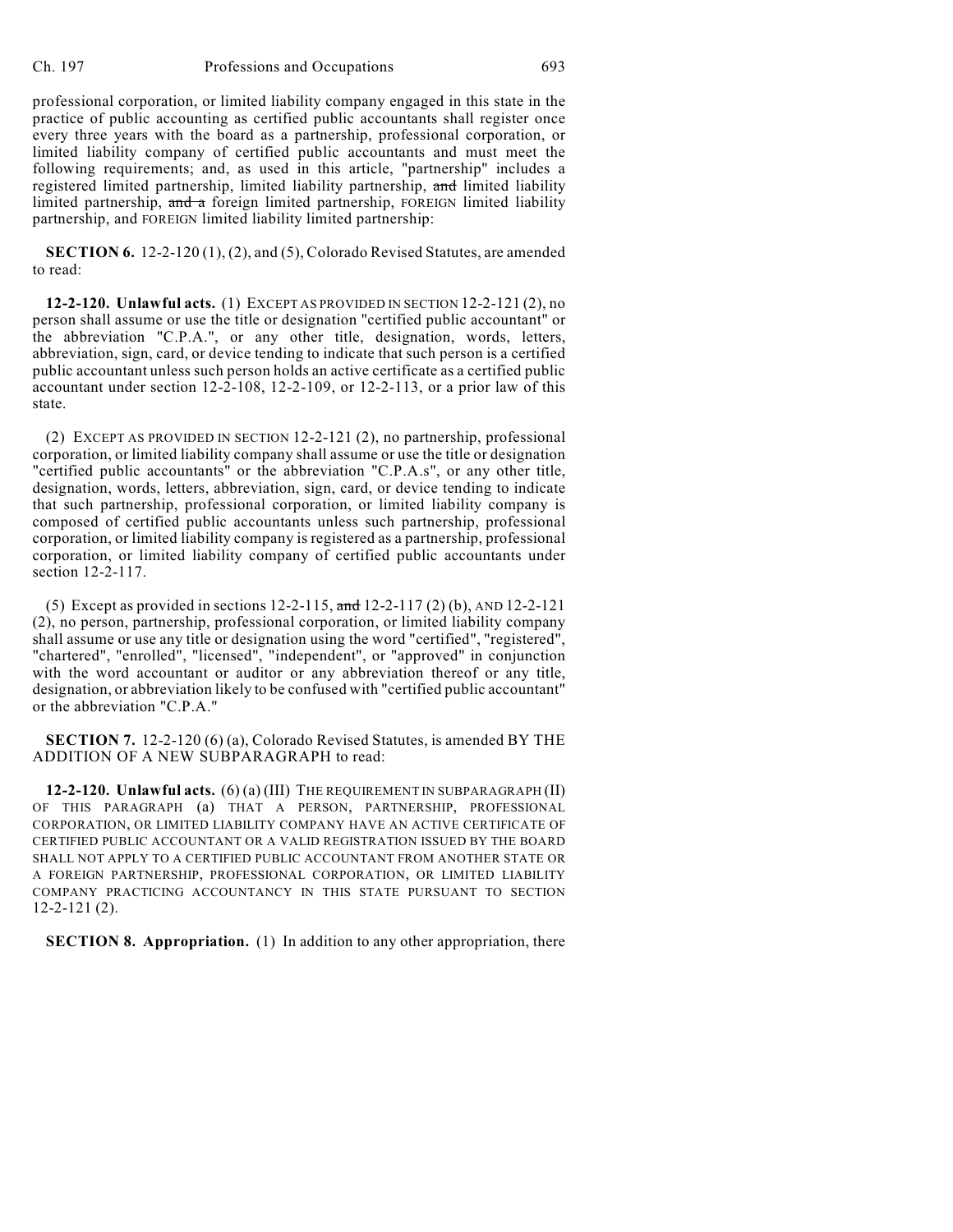professional corporation, or limited liability company engaged in this state in the practice of public accounting as certified public accountants shall register once every three years with the board as a partnership, professional corporation, or limited liability company of certified public accountants and must meet the following requirements; and, as used in this article, "partnership" includes a registered limited partnership, limited liability partnership, ~~and~~ limited liability limited partnership, ~~and a~~ foreign limited partnership, FOREIGN limited liability partnership, and FOREIGN limited liability limited partnership:

**SECTION 6.** 12-2-120 (1), (2), and (5), Colorado Revised Statutes, are amended to read:

**12-2-120. Unlawful acts.** (1) EXCEPT AS PROVIDED IN SECTION 12-2-121 (2), no person shall assume or use the title or designation "certified public accountant" or the abbreviation "C.P.A.", or any other title, designation, words, letters, abbreviation, sign, card, or device tending to indicate that such person is a certified public accountant unless such person holds an active certificate as a certified public accountant under section 12-2-108, 12-2-109, or 12-2-113, or a prior law of this state.

(2) EXCEPT AS PROVIDED IN SECTION 12-2-121 (2), no partnership, professional corporation, or limited liability company shall assume or use the title or designation "certified public accountants" or the abbreviation "C.P.A.s", or any other title, designation, words, letters, abbreviation, sign, card, or device tending to indicate that such partnership, professional corporation, or limited liability company is composed of certified public accountants unless such partnership, professional corporation, or limited liability company is registered as a partnership, professional corporation, or limited liability company of certified public accountants under section 12-2-117.

(5) Except as provided in sections 12-2-115, ~~and~~ 12-2-117 (2) (b), AND 12-2-121 (2), no person, partnership, professional corporation, or limited liability company shall assume or use any title or designation using the word "certified", "registered", "chartered", "enrolled", "licensed", "independent", or "approved" in conjunction with the word accountant or auditor or any abbreviation thereof or any title, designation, or abbreviation likely to be confused with "certified public accountant" or the abbreviation "C.P.A."

**SECTION 7.** 12-2-120 (6) (a), Colorado Revised Statutes, is amended BY THE ADDITION OF A NEW SUBPARAGRAPH to read:

**12-2-120. Unlawful acts.** (6) (a) (III) THE REQUIREMENT IN SUBPARAGRAPH (II) OF THIS PARAGRAPH (a) THAT A PERSON, PARTNERSHIP, PROFESSIONAL CORPORATION, OR LIMITED LIABILITY COMPANY HAVE AN ACTIVE CERTIFICATE OF CERTIFIED PUBLIC ACCOUNTANT OR A VALID REGISTRATION ISSUED BY THE BOARD SHALL NOT APPLY TO A CERTIFIED PUBLIC ACCOUNTANT FROM ANOTHER STATE OR A FOREIGN PARTNERSHIP, PROFESSIONAL CORPORATION, OR LIMITED LIABILITY COMPANY PRACTICING ACCOUNTANCY IN THIS STATE PURSUANT TO SECTION 12-2-121 (2).

**SECTION 8. Appropriation.** (1) In addition to any other appropriation, there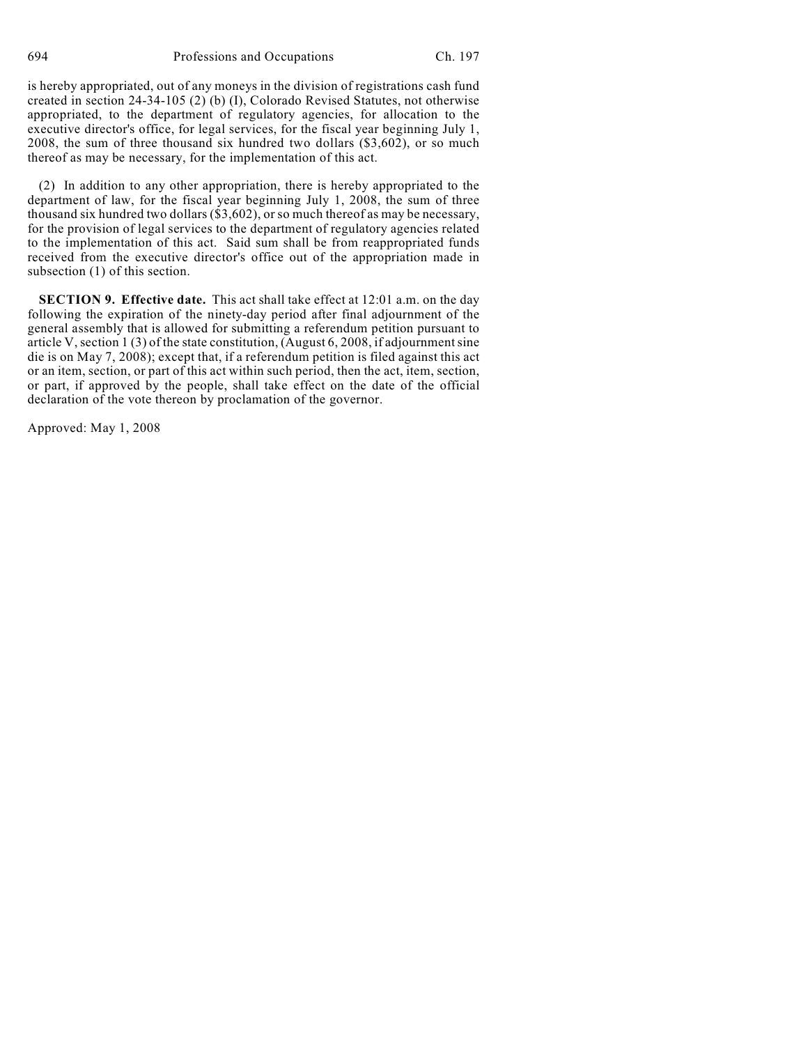is hereby appropriated, out of any moneys in the division of registrations cash fund created in section 24-34-105 (2) (b) (I), Colorado Revised Statutes, not otherwise appropriated, to the department of regulatory agencies, for allocation to the executive director's office, for legal services, for the fiscal year beginning July 1, 2008, the sum of three thousand six hundred two dollars ($3,602), or so much thereof as may be necessary, for the implementation of this act.

(2) In addition to any other appropriation, there is hereby appropriated to the department of law, for the fiscal year beginning July 1, 2008, the sum of three thousand six hundred two dollars ($3,602), or so much thereof as may be necessary, for the provision of legal services to the department of regulatory agencies related to the implementation of this act. Said sum shall be from reappropriated funds received from the executive director's office out of the appropriation made in subsection (1) of this section.

**SECTION 9. Effective date.** This act shall take effect at 12:01 a.m. on the day following the expiration of the ninety-day period after final adjournment of the general assembly that is allowed for submitting a referendum petition pursuant to article V, section 1 (3) of the state constitution, (August 6, 2008, if adjournment sine die is on May 7, 2008); except that, if a referendum petition is filed against this act or an item, section, or part of this act within such period, then the act, item, section, or part, if approved by the people, shall take effect on the date of the official declaration of the vote thereon by proclamation of the governor.

Approved: May 1, 2008